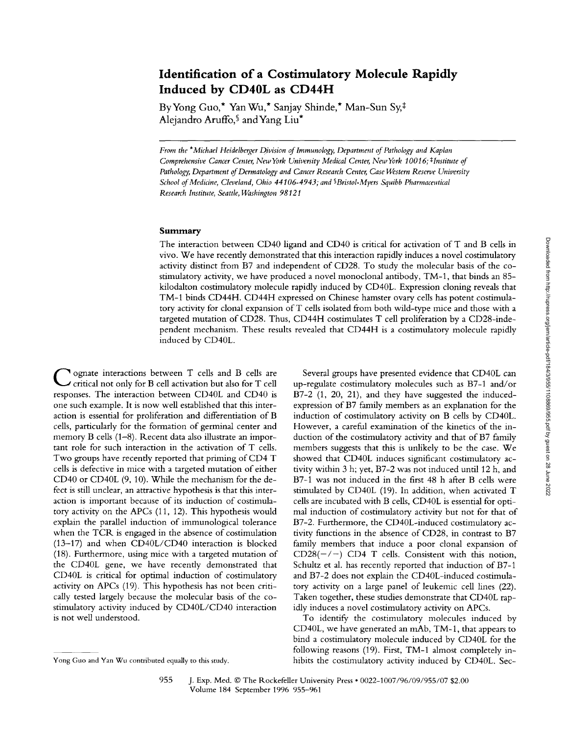# Identification of a Costimulatory Molecule Rapidly Induced by CD40L as CD44H

By Yong Guo,* Yan Wu,* Sanjay Shinde,* Man-Sun Sy,‡ Alejandro Aruffo,§ and Yang Liu*

*From the \*Michael Heidelberger Division of Immunology, Department of Pathology and Kaplan Comprehensive Cancer Center, New York University Medical Center, New York 10016; ‡Institute of Pathology, Department of Dermatology and Cancer Research Center, Case Western Reserve University School of Medicine, Cleveland, Ohio 44106-4943; and §Bristol-Myers Squibb Pharmaceutical Research Institute, Seattle, Washington 98121*

## Summary

The interaction between CD40 ligand and CD40 is critical for activation of T and B cells in vivo. We have recently demonstrated that this interaction rapidly induces a novel costimulatory activity distinct from B7 and independent of CD28. To study the molecular basis of the costimulatory activity, we have produced a novel monoclonal antibody, TM-1, that binds an 85-kilodalton costimulatory molecule rapidly induced by CD40L. Expression cloning reveals that TM-1 binds CD44H. CD44H expressed on Chinese hamster ovary cells has potent costimulatory activity for clonal expansion of T cells isolated from both wild-type mice and those with a targeted mutation of CD28. Thus, CD44H costimulates T cell proliferation by a CD28-independent mechanism. These results revealed that CD44H is a costimulatory molecule rapidly induced by CD40L.

Cognate interactions between T cells and B cells are critical not only for B cell activation but also for T cell responses. The interaction between CD40L and CD40 is one such example. It is now well established that this interaction is essential for proliferation and differentiation of B cells, particularly for the formation of germinal center and memory B cells (1–8). Recent data also illustrate an important role for such interaction in the activation of T cells. Two groups have recently reported that priming of CD4 T cells is defective in mice with a targeted mutation of either CD40 or CD40L (9, 10). While the mechanism for the defect is still unclear, an attractive hypothesis is that this interaction is important because of its induction of costimulatory activity on the APCs (11, 12). This hypothesis would explain the parallel induction of immunological tolerance when the TCR is engaged in the absence of costimulation (13–17) and when CD40L/CD40 interaction is blocked (18). Furthermore, using mice with a targeted mutation of the CD40L gene, we have recently demonstrated that CD40L is critical for optimal induction of costimulatory activity on APCs (19). This hypothesis has not been critically tested largely because the molecular basis of the costimulatory activity induced by CD40L/CD40 interaction is not well understood.

Several groups have presented evidence that CD40L can up-regulate costimulatory molecules such as B7-1 and/or B7-2 (1, 20, 21), and they have suggested the induced-expression of B7 family members as an explanation for the induction of costimulatory activity on B cells by CD40L. However, a careful examination of the kinetics of the induction of the costimulatory activity and that of B7 family members suggests that this is unlikely to be the case. We showed that CD40L induces significant costimulatory activity within 3 h; yet, B7-2 was not induced until 12 h, and B7-1 was not induced in the first 48 h after B cells were stimulated by CD40L (19). In addition, when activated T cells are incubated with B cells, CD40L is essential for optimal induction of costimulatory activity but not for that of B7-2. Furthermore, the CD40L-induced costimulatory activity functions in the absence of CD28, in contrast to B7 family members that induce a poor clonal expansion of CD28(−/−) CD4 T cells. Consistent with this notion, Schultz et al. has recently reported that induction of B7-1 and B7-2 does not explain the CD40L-induced costimulatory activity on a large panel of leukemic cell lines (22). Taken together, these studies demonstrate that CD40L rapidly induces a novel costimulatory activity on APCs.

To identify the costimulatory molecules induced by CD40L, we have generated an mAb, TM-1, that appears to bind a costimulatory molecule induced by CD40L for the following reasons (19). First, TM-1 almost completely inhibits the costimulatory activity induced by CD40L. Sec-

Yong Guo and Yan Wu contributed equally to this study.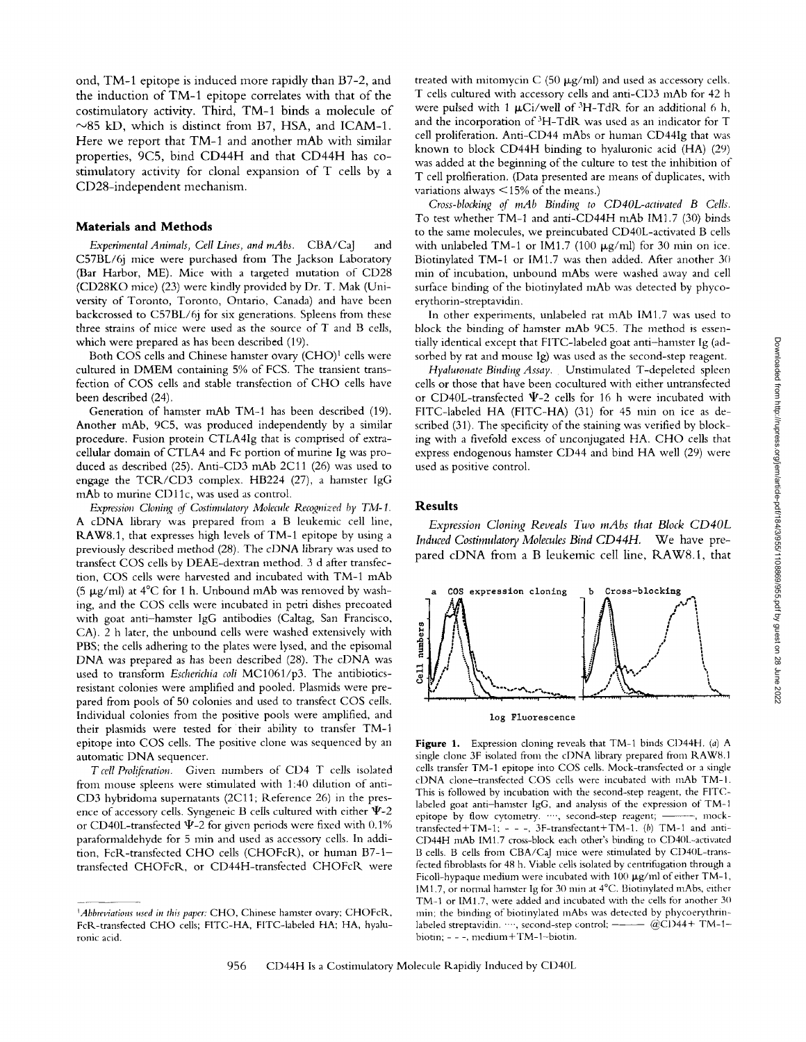ond, TM-1 epitope is induced more rapidly than B7-2, and the induction of TM-1 epitope correlates with that of the costimulatory activity. Third, TM-1 binds a molecule of ~85 kD, which is distinct from B7, HSA, and ICAM-1. Here we report that TM-1 and another mAb with similar properties, 9C5, bind CD44H and that CD44H has costimulatory activity for clonal expansion of T cells by a CD28-independent mechanism.

## Materials and Methods

*Experimental Animals, Cell Lines, and mAbs.* CBA/CaJ and C57BL/6j mice were purchased from The Jackson Laboratory (Bar Harbor, ME). Mice with a targeted mutation of CD28 (CD28KO mice) (23) were kindly provided by Dr. T. Mak (University of Toronto, Toronto, Ontario, Canada) and have been backcrossed to C57BL/6j for six generations. Spleens from these three strains of mice were used as the source of T and B cells, which were prepared as has been described (19).

Both COS cells and Chinese hamster ovary (CHO)[1] cells were cultured in DMEM containing 5% of FCS. The transient transfection of COS cells and stable transfection of CHO cells have been described (24).

Generation of hamster mAb TM-1 has been described (19). Another mAb, 9C5, was produced independently by a similar procedure. Fusion protein CTLA4Ig that is comprised of extracellular domain of CTLA4 and Fc portion of murine Ig was produced as described (25). Anti-CD3 mAb 2C11 (26) was used to engage the TCR/CD3 complex. HB224 (27), a hamster IgG mAb to murine CD11c, was used as control.

*Expression Cloning of Costimulatory Molecule Recognized by TM-1.* A cDNA library was prepared from a B leukemic cell line, RAW8.1, that expresses high levels of TM-1 epitope by using a previously described method (28). The cDNA library was used to transfect COS cells by DEAE-dextran method. 3 d after transfection, COS cells were harvested and incubated with TM-1 mAb (5 μg/ml) at 4°C for 1 h. Unbound mAb was removed by washing, and the COS cells were incubated in petri dishes precoated with goat anti–hamster IgG antibodies (Caltag, San Francisco, CA). 2 h later, the unbound cells were washed extensively with PBS; the cells adhering to the plates were lysed, and the episomal DNA was prepared as has been described (28). The cDNA was used to transform *Escherichia coli* MC1061/p3. The antibiotics-resistant colonies were amplified and pooled. Plasmids were prepared from pools of 50 colonies and used to transfect COS cells. Individual colonies from the positive pools were amplified, and their plasmids were tested for their ability to transfer TM-1 epitope into COS cells. The positive clone was sequenced by an automatic DNA sequencer.

*T cell Proliferation.* Given numbers of CD4 T cells isolated from mouse spleens were stimulated with 1:40 dilution of anti-CD3 hybridoma supernatants (2C11; Reference 26) in the presence of accessory cells. Syngeneic B cells cultured with either Ψ-2 or CD40L-transfected Ψ-2 for given periods were fixed with 0.1% paraformaldehyde for 5 min and used as accessory cells. In addition, FcR-transfected CHO cells (CHOFcR), or human B7-1–transfected CHOFcR, or CD44H-transfected CHOFcR were treated with mitomycin C (50 μg/ml) and used as accessory cells. T cells cultured with accessory cells and anti-CD3 mAb for 42 h were pulsed with 1 μCi/well of $^{3}$H-TdR for an additional 6 h, and the incorporation of $^{3}$H-TdR was used as an indicator for T cell proliferation. Anti-CD44 mAbs or human CD44Ig that was known to block CD44H binding to hyaluronic acid (HA) (29) was added at the beginning of the culture to test the inhibition of T cell prolfieration. (Data presented are means of duplicates, with variations always <15% of the means.)

*Cross-blocking of mAb Binding to CD40L-activated B Cells.* To test whether TM-1 and anti-CD44H mAb IM1.7 (30) binds to the same molecules, we preincubated CD40L-activated B cells with unlabeled TM-1 or IM1.7 (100 μg/ml) for 30 min on ice. Biotinylated TM-1 or IM1.7 was then added. After another 30 min of incubation, unbound mAbs were washed away and cell surface binding of the biotinylated mAb was detected by phycoerythorin-streptavidin.

In other experiments, unlabeled rat mAb IM1.7 was used to block the binding of hamster mAb 9C5. The method is essentially identical except that FITC-labeled goat anti–hamster Ig (adsorbed by rat and mouse Ig) was used as the second-step reagent.

*Hyaluronate Binding Assay.* Unstimulated T-depeleted spleen cells or those that have been cocultured with either untransfected or CD40L-transfected Ψ-2 cells for 16 h were incubated with FITC-labeled HA (FITC-HA) (31) for 45 min on ice as described (31). The specificity of the staining was verified by blocking with a fivefold excess of unconjugated HA. CHO cells that express endogenous hamster CD44 and bind HA well (29) were used as positive control.

## Results

*Expression Cloning Reveals Two mAbs that Block CD40L Induced Costimulatory Molecules Bind CD44H.* We have prepared cDNA from a B leukemic cell line, RAW8.1, that

**Figure 1.** Expression cloning reveals that TM-1 binds CD44H. (*a*) A single clone 3F isolated from the cDNA library prepared from RAW8.1 cells transfer TM-1 epitope into COS cells. Mock-transfected or a single cDNA clone–transfected COS cells were incubated with mAb TM-1. This is followed by incubation with the second-step reagent, the FITC-labeled goat anti–hamster IgG, and analysis of the expression of TM-1 epitope by flow cytometry. ····, second-step reagent; ———, mock-transfected+TM-1; - - -, 3F-transfectant+TM-1. (*b*) TM-1 and anti-CD44H mAb IM1.7 cross-block each other's binding to CD40L-activated B cells. B cells from CBA/CaJ mice were stimulated by CD40L-transfected fibroblasts for 48 h. Viable cells isolated by centrifugation through a Ficoll-hypaque medium were incubated with 100 μg/ml of either TM-1, IM1.7, or normal hamster Ig for 30 min at 4°C. Biotinylated mAbs, either TM-1 or IM1.7, were added and incubated with the cells for another 30 min; the binding of biotinylated mAbs was detected by phycoerythrin-labeled streptavidin. ····, second-step control; ——— @CD44+ TM-1-biotin; - - -, medium+TM-1-biotin.

---

[1] *Abbreviations used in this paper:* CHO, Chinese hamster ovary; CHOFcR, FcR-transfected CHO cells; FITC-HA, FITC-labeled HA; HA, hyaluronic acid.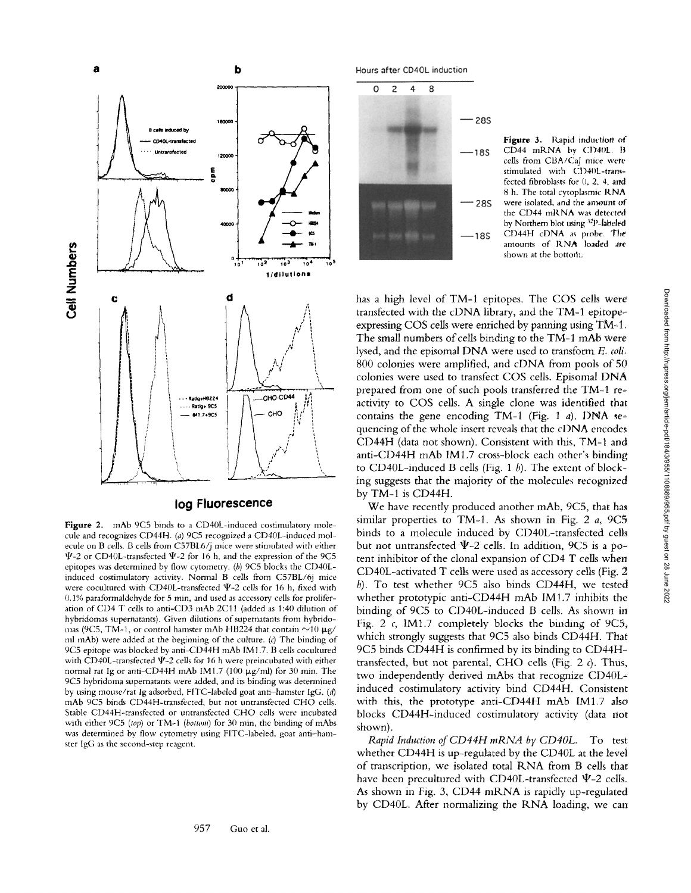**Figure 2.** mAb 9C5 binds to a CD40L-induced costimulatory molecule and recognizes CD44H. (*a*) 9C5 recognized a CD40L-induced molecule on B cells. B cells from C57BL6/j mice were stimulated with either Ψ-2 or CD40L-transfected Ψ-2 for 16 h, and the expression of the 9C5 epitopes was determined by flow cytometry. (*b*) 9C5 blocks the CD40L-induced costimulatory activity. Normal B cells from C57BL/6j mice were cocultured with CD40L-transfected Ψ-2 cells for 16 h, fixed with 0.1% paraformaldehyde for 5 min, and used as accessory cells for proliferation of CD4 T cells to anti-CD3 mAb 2C11 (added as 1:40 dilution of hybridomas supernatants). Given dilutions of supernatants from hybridomas (9C5, TM-1, or control hamster mAb HB224 that contain ~10 μg/ml mAb) were added at the beginning of the culture. (*c*) The binding of 9C5 epitope was blocked by anti-CD44H mAb IM1.7. B cells cocultured with CD40L-transfected Ψ-2 cells for 16 h were preincubated with either normal rat Ig or anti-CD44H mAb IM1.7 (100 μg/ml) for 30 min. The 9C5 hybridoma supernatants were added, and its binding was determined by using mouse/rat Ig adsorbed, FITC-labeled goat anti-hamster IgG. (*d*) mAb 9C5 binds CD44H-transfected, but not untransfected CHO cells. Stable CD44H-transfected or untransfected CHO cells were incubated with either 9C5 (*top*) or TM-1 (*bottom*) for 30 min, the binding of mAbs was determined by flow cytometry using FITC-labeled, goat anti-hamster IgG as the second-step reagent.

**Figure 3.** Rapid induction of CD44 mRNA by CD40L. B cells from CBA/CaJ mice were stimulated with CD40L-transfected fibroblasts for 0, 2, 4, and 8 h. The total cytoplasmic RNA were isolated, and the amount of the CD44 mRNA was detected by Northern blot using $^{32}P$-labeled CD44H cDNA as probe. The amounts of RNA loaded are shown at the bottom.

has a high level of TM-1 epitopes. The COS cells were transfected with the cDNA library, and the TM-1 epitope-expressing COS cells were enriched by panning using TM-1. The small numbers of cells binding to the TM-1 mAb were lysed, and the episomal DNA were used to transform *E. coli*, 800 colonies were amplified, and cDNA from pools of 50 colonies were used to transfect COS cells. Episomal DNA prepared from one of such pools transferred the TM-1 reactivity to COS cells. A single clone was identified that contains the gene encoding TM-1 (Fig. 1 *a*). DNA sequencing of the whole insert reveals that the cDNA encodes CD44H (data not shown). Consistent with this, TM-1 and anti-CD44H mAb IM1.7 cross-block each other's binding to CD40L-induced B cells (Fig. 1 *b*). The extent of blocking suggests that the majority of the molecules recognized by TM-1 is CD44H.

We have recently produced another mAb, 9C5, that has similar properties to TM-1. As shown in Fig. 2 *a*, 9C5 binds to a molecule induced by CD40L-transfected cells but not untransfected Ψ-2 cells. In addition, 9C5 is a potent inhibitor of the clonal expansion of CD4 T cells when CD40L-activated T cells were used as accessory cells (Fig. 2 *b*). To test whether 9C5 also binds CD44H, we tested whether prototypic anti-CD44H mAb IM1.7 inhibits the binding of 9C5 to CD40L-induced B cells. As shown in Fig. 2 *c*, IM1.7 completely blocks the binding of 9C5, which strongly suggests that 9C5 also binds CD44H. That 9C5 binds CD44H is confirmed by its binding to CD44H-transfected, but not parental, CHO cells (Fig. 2 *c*). Thus, two independently derived mAbs that recognize CD40L-induced costimulatory activity bind CD44H. Consistent with this, the prototype anti-CD44H mAb IM1.7 also blocks CD44H-induced costimulatory activity (data not shown).

*Rapid Induction of CD44H mRNA by CD40L.* To test whether CD44H is up-regulated by the CD40L at the level of transcription, we isolated total RNA from B cells that have been precultured with CD40L-transfected Ψ-2 cells. As shown in Fig. 3, CD44 mRNA is rapidly up-regulated by CD40L. After normalizing the RNA loading, we can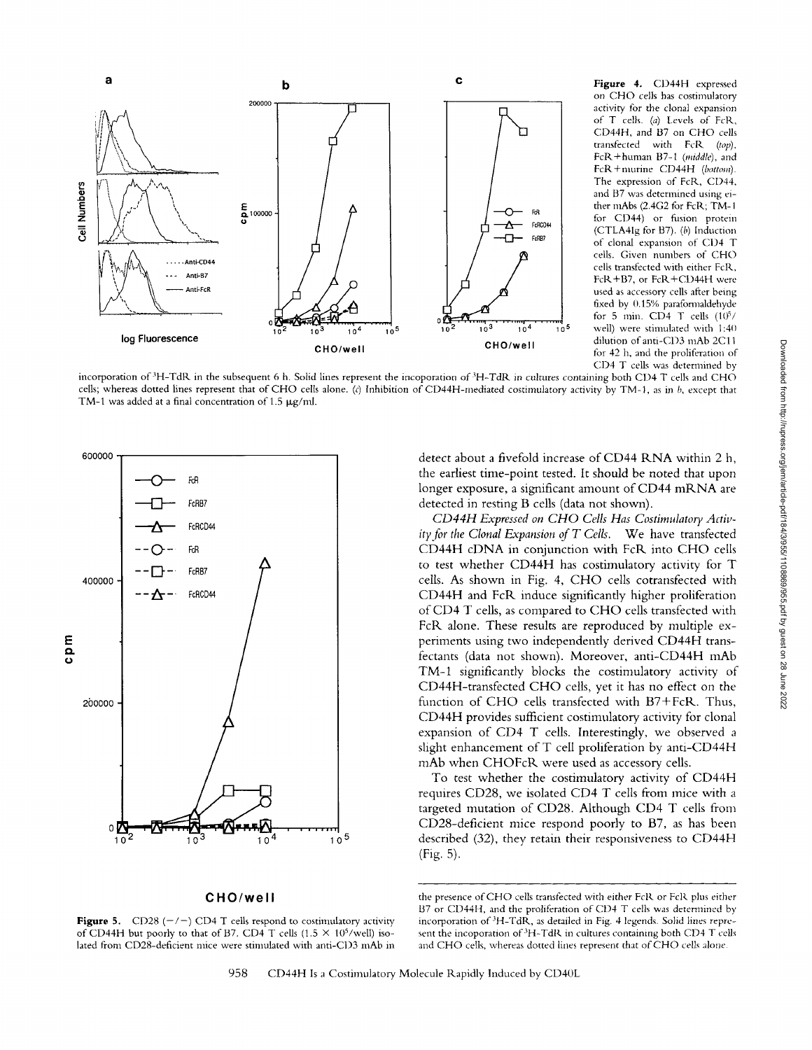**Figure 4.** CD44H expressed on CHO cells has costimulatory activity for the clonal expansion of T cells. (*a*) Levels of FcR, CD44H, and B7 on CHO cells transfected with FcR (*top*), FcR+human B7-1 (*middle*), and FcR+murine CD44H (*bottom*). The expression of FcR, CD44, and B7 was determined using either mAbs (2.4G2 for FcR; TM-1 for CD44) or fusion protein (CTLA4Ig for B7). (*b*) Induction of clonal expansion of CD4 T cells. Given numbers of CHO cells transfected with either FcR, FcR+B7, or FcR+CD44H were used as accessory cells after being fixed by 0.15% paraformaldehyde for 5 min. CD4 T cells ($10^5$/well) were stimulated with 1:40 dilution of anti-CD3 mAb 2C11 for 42 h, and the proliferation of CD4 T cells was determined by incorporation of $^3$H-TdR in the subsequent 6 h. Solid lines represent the incoporation of $^3$H-TdR in cultures containing both CD4 T cells and CHO cells; whereas dotted lines represent that of CHO cells alone. (*c*) Inhibition of CD44H-mediated costimulatory activity by TM-1, as in *b*, except that TM-1 was added at a final concentration of 1.5 μg/ml.

**Figure 5.** CD28 (−/−) CD4 T cells respond to costimulatory activity of CD44H but poorly to that of B7. CD4 T cells ($1.5 \times 10^5$/well) isolated from CD28-deficient mice were stimulated with anti-CD3 mAb in the presence of CHO cells transfected with either FcR or FcR plus either B7 or CD44H, and the proliferation of CD4 T cells was determined by incorporation of $^3$H-TdR, as detailed in Fig. 4 legends. Solid lines represent the incoporation of $^3$H-TdR in cultures containing both CD4 T cells and CHO cells, whereas dotted lines represent that of CHO cells alone.

detect about a fivefold increase of CD44 RNA within 2 h, the earliest time-point tested. It should be noted that upon longer exposure, a significant amount of CD44 mRNA are detected in resting B cells (data not shown).

*CD44H Expressed on CHO Cells Has Costimulatory Activity for the Clonal Expansion of T Cells.* We have transfected CD44H cDNA in conjunction with FcR into CHO cells to test whether CD44H has costimulatory activity for T cells. As shown in Fig. 4, CHO cells cotransfected with CD44H and FcR induce significantly higher proliferation of CD4 T cells, as compared to CHO cells transfected with FcR alone. These results are reproduced by multiple experiments using two independently derived CD44H transfectants (data not shown). Moreover, anti-CD44H mAb TM-1 significantly blocks the costimulatory activity of CD44H-transfected CHO cells, yet it has no effect on the function of CHO cells transfected with B7+FcR. Thus, CD44H provides sufficient costimulatory activity for clonal expansion of CD4 T cells. Interestingly, we observed a slight enhancement of T cell proliferation by anti-CD44H mAb when CHOFcR were used as accessory cells.

To test whether the costimulatory activity of CD44H requires CD28, we isolated CD4 T cells from mice with a targeted mutation of CD28. Although CD4 T cells from CD28-deficient mice respond poorly to B7, as has been described (32), they retain their responsiveness to CD44H (Fig. 5).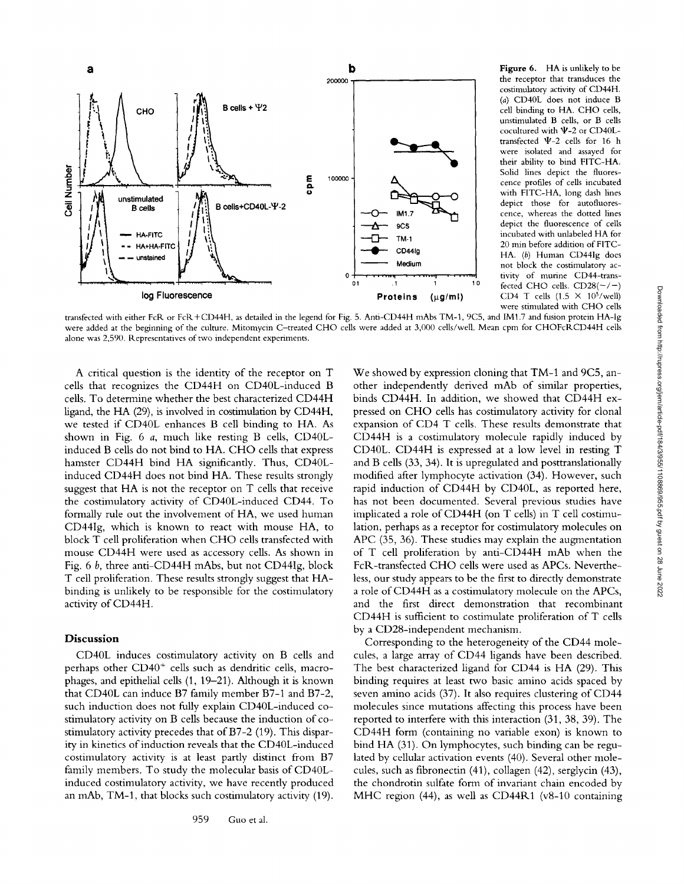**Figure 6.** HA is unlikely to be the receptor that transduces the costimulatory activity of CD44H. (*a*) CD40L does not induce B cell binding to HA. CHO cells, unstimulated B cells, or B cells cocultured with Ψ-2 or CD40L-transfected Ψ-2 cells for 16 h were isolated and assayed for their ability to bind FITC-HA. Solid lines depict the fluorescence profiles of cells incubated with FITC-HA, long dash lines depict those for autofluorescence, whereas the dotted lines depict the fluorescence of cells incubated with unlabeled HA for 20 min before addition of FITC-HA. (*b*) Human CD44Ig does not block the costimulatory activity of murine CD44-transfected CHO cells. CD28(−/−) CD4 T cells (1.5 × $10^5$/well) were stimulated with CHO cells transfected with either FcR or FcR+CD44H, as detailed in the legend for Fig. 5. Anti-CD44H mAbs TM-1, 9C5, and IM1.7 and fusion protein HA-Ig were added at the beginning of the culture. Mitomycin C–treated CHO cells were added at 3,000 cells/well. Mean cpm for CHOFcRCD44H cells alone was 2,590. Representatives of two independent experiments.

A critical question is the identity of the receptor on T cells that recognizes the CD44H on CD40L-induced B cells. To determine whether the best characterized CD44H ligand, the HA (29), is involved in costimulation by CD44H, we tested if CD40L enhances B cell binding to HA. As shown in Fig. 6 *a*, much like resting B cells, CD40L-induced B cells do not bind to HA. CHO cells that express hamster CD44H bind HA significantly. Thus, CD40L-induced CD44H does not bind HA. These results strongly suggest that HA is not the receptor on T cells that receive the costimulatory activity of CD40L-induced CD44. To formally rule out the involvement of HA, we used human CD44Ig, which is known to react with mouse HA, to block T cell proliferation when CHO cells transfected with mouse CD44H were used as accessory cells. As shown in Fig. 6 *b*, three anti-CD44H mAbs, but not CD44Ig, block T cell proliferation. These results strongly suggest that HA-binding is unlikely to be responsible for the costimulatory activity of CD44H.

## Discussion

CD40L induces costimulatory activity on B cells and perhaps other $CD40^+$ cells such as dendritic cells, macrophages, and epithelial cells (1, 19–21). Although it is known that CD40L can induce B7 family member B7-1 and B7-2, such induction does not fully explain CD40L-induced costimulatory activity on B cells because the induction of costimulatory activity precedes that of B7-2 (19). This disparity in kinetics of induction reveals that the CD40L-induced costimulatory activity is at least partly distinct from B7 family members. To study the molecular basis of CD40L-induced costimulatory activity, we have recently produced an mAb, TM-1, that blocks such costimulatory activity (19). We showed by expression cloning that TM-1 and 9C5, another independently derived mAb of similar properties, binds CD44H. In addition, we showed that CD44H expressed on CHO cells has costimulatory activity for clonal expansion of CD4 T cells. These results demonstrate that CD44H is a costimulatory molecule rapidly induced by CD40L. CD44H is expressed at a low level in resting T and B cells (33, 34). It is upregulated and posttranslationally modified after lymphocyte activation (34). However, such rapid induction of CD44H by CD40L, as reported here, has not been documented. Several previous studies have implicated a role of CD44H (on T cells) in T cell costimulation, perhaps as a receptor for costimulatory molecules on APC (35, 36). These studies may explain the augmentation of T cell proliferation by anti-CD44H mAb when the FcR-transfected CHO cells were used as APCs. Nevertheless, our study appears to be the first to directly demonstrate a role of CD44H as a costimulatory molecule on the APCs, and the first direct demonstration that recombinant CD44H is sufficient to costimulate proliferation of T cells by a CD28-independent mechanism.

Corresponding to the heterogeneity of the CD44 molecules, a large array of CD44 ligands have been described. The best characterized ligand for CD44 is HA (29). This binding requires at least two basic amino acids spaced by seven amino acids (37). It also requires clustering of CD44 molecules since mutations affecting this process have been reported to interfere with this interaction (31, 38, 39). The CD44H form (containing no variable exon) is known to bind HA (31). On lymphocytes, such binding can be regulated by cellular activation events (40). Several other molecules, such as fibronectin (41), collagen (42), serglycin (43), the chondrotin sulfate form of invariant chain encoded by MHC region (44), as well as CD44R1 (v8-10 containing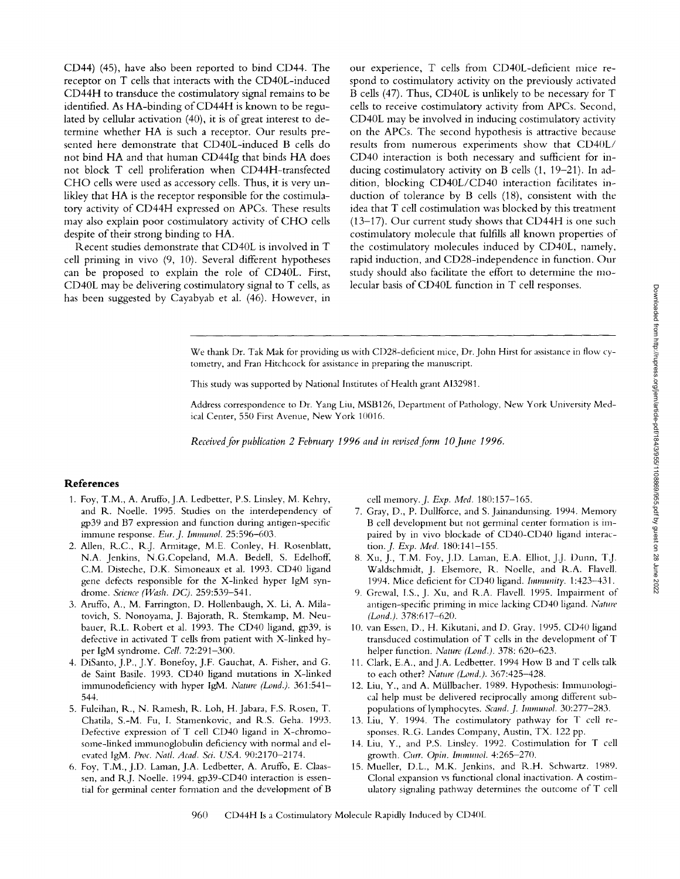CD44) (45), have also been reported to bind CD44. The receptor on T cells that interacts with the CD40L-induced CD44H to transduce the costimulatory signal remains to be identified. As HA-binding of CD44H is known to be regulated by cellular activation (40), it is of great interest to determine whether HA is such a receptor. Our results presented here demonstrate that CD40L-induced B cells do not bind HA and that human CD44Ig that binds HA does not block T cell proliferation when CD44H-transfected CHO cells were used as accessory cells. Thus, it is very unlikley that HA is the receptor responsible for the costimulatory activity of CD44H expressed on APCs. These results may also explain poor costimulatory activity of CHO cells despite of their strong binding to HA.

Recent studies demonstrate that CD40L is involved in T cell priming in vivo (9, 10). Several different hypotheses can be proposed to explain the role of CD40L. First, CD40L may be delivering costimulatory signal to T cells, as has been suggested by Cayabyab et al. (46). However, in our experience, T cells from CD40L-deficient mice respond to costimulatory activity on the previously activated B cells (47). Thus, CD40L is unlikely to be necessary for T cells to receive costimulatory activity from APCs. Second, CD40L may be involved in inducing costimulatory activity on the APCs. The second hypothesis is attractive because results from numerous experiments show that CD40L/CD40 interaction is both necessary and sufficient for inducing costimulatory activity on B cells (1, 19–21). In addition, blocking CD40L/CD40 interaction facilitates induction of tolerance by B cells (18), consistent with the idea that T cell costimulation was blocked by this treatment (13–17). Our current study shows that CD44H is one such costimulatory molecule that fulfills all known properties of the costimulatory molecules induced by CD40L, namely, rapid induction, and CD28-independence in function. Our study should also facilitate the effort to determine the molecular basis of CD40L function in T cell responses.

We thank Dr. Tak Mak for providing us with CD28-deficient mice, Dr. John Hirst for assistance in flow cytometry, and Fran Hitchcock for assistance in preparing the manuscript.

This study was supported by National Institutes of Health grant AI32981.

Address correspondence to Dr. Yang Liu, MSB126, Department of Pathology, New York University Medical Center, 550 First Avenue, New York 10016.

*Received for publication 2 February 1996 and in revised form 10 June 1996.*

## References

1. Foy, T.M., A. Aruffo, J.A. Ledbetter, P.S. Linsley, M. Kehry, and R. Noelle. 1995. Studies on the interdependency of gp39 and B7 expression and function during antigen-specific immune response. *Eur. J. Immunol.* 25:596–603.
2. Allen, R.C., R.J. Armitage, M.E. Conley, H. Rosenblatt, N.A. Jenkins, N.G.Copeland, M.A. Bedell, S. Edelhoff, C.M. Disteche, D.K. Simoneaux et al. 1993. CD40 ligand gene defects responsible for the X-linked hyper IgM syndrome. *Science (Wash. DC).* 259:539–541.
3. Aruffo, A., M. Farrington, D. Hollenbaugh, X. Li, A. Milatovich, S. Nonoyama, J. Bajorath, R. Stemkamp, M. Neubauer, R.L. Robert et al. 1993. The CD40 ligand, gp39, is defective in activated T cells from patient with X-linked hyper IgM syndrome. *Cell.* 72:291–300.
4. DiSanto, J.P., J.Y. Bonefoy, J.F. Gauchat, A. Fisher, and G. de Saint Basile. 1993. CD40 ligand mutations in X-linked immunodeficiency with hyper IgM. *Nature (Lond.).* 361:541–544.
5. Fuleihan, R., N. Ramesh, R. Loh, H. Jabara, F.S. Rosen, T. Chatila, S.-M. Fu, I. Stamenkovic, and R.S. Geha. 1993. Defective expression of T cell CD40 ligand in X-chromosome-linked immunoglobulin deficiency with normal and elevated IgM. *Proc. Natl. Acad. Sci. USA.* 90:2170–2174.
6. Foy, T.M., J.D. Laman, J.A. Ledbetter, A. Aruffo, E. Claassen, and R.J. Noelle. 1994. gp39-CD40 interaction is essential for germinal center formation and the development of B cell memory. *J. Exp. Med.* 180:157–165.
7. Gray, D., P. Dullforce, and S. Jainandunsing. 1994. Memory B cell development but not germinal center formation is impaired by in vivo blockade of CD40-CD40 ligand interaction. *J. Exp. Med.* 180:141–155.
8. Xu, J., T.M. Foy, J.D. Laman, E.A. Elliot, J.J. Dunn, T.J. Waldschmidt, J. Elsemore, R. Noelle, and R.A. Flavell. 1994. Mice deficient for CD40 ligand. *Immunity.* 1:423–431.
9. Grewal, I.S., J. Xu, and R.A. Flavell. 1995. Impairment of antigen-specific priming in mice lacking CD40 ligand. *Nature (Lond.).* 378:617–620.
10. van Essen, D., H. Kikutani, and D. Gray. 1995. CD40 ligand transduced costimulation of T cells in the development of T helper function. *Nature (Lond.).* 378: 620–623.
11. Clark, E.A., and J.A. Ledbetter. 1994 How B and T cells talk to each other? *Nature (Lond.).* 367:425–428.
12. Liu, Y., and A. Müllbacher. 1989. Hypothesis: Immunological help must be delivered reciprocally among different subpopulations of lymphocytes. *Scand. J. Immunol.* 30:277–283.
13. Liu, Y. 1994. The costimulatory pathway for T cell responses. R.G. Landes Company, Austin, TX. 122 pp.
14. Liu, Y., and P.S. Linsley. 1992. Costimulation for T cell growth. *Curr. Opin. Immunol.* 4:265–270.
15. Mueller, D.L., M.K. Jenkins, and R.H. Schwartz. 1989. Clonal expansion vs functional clonal inactivation. A costimulatory signaling pathway determines the outcome of T cell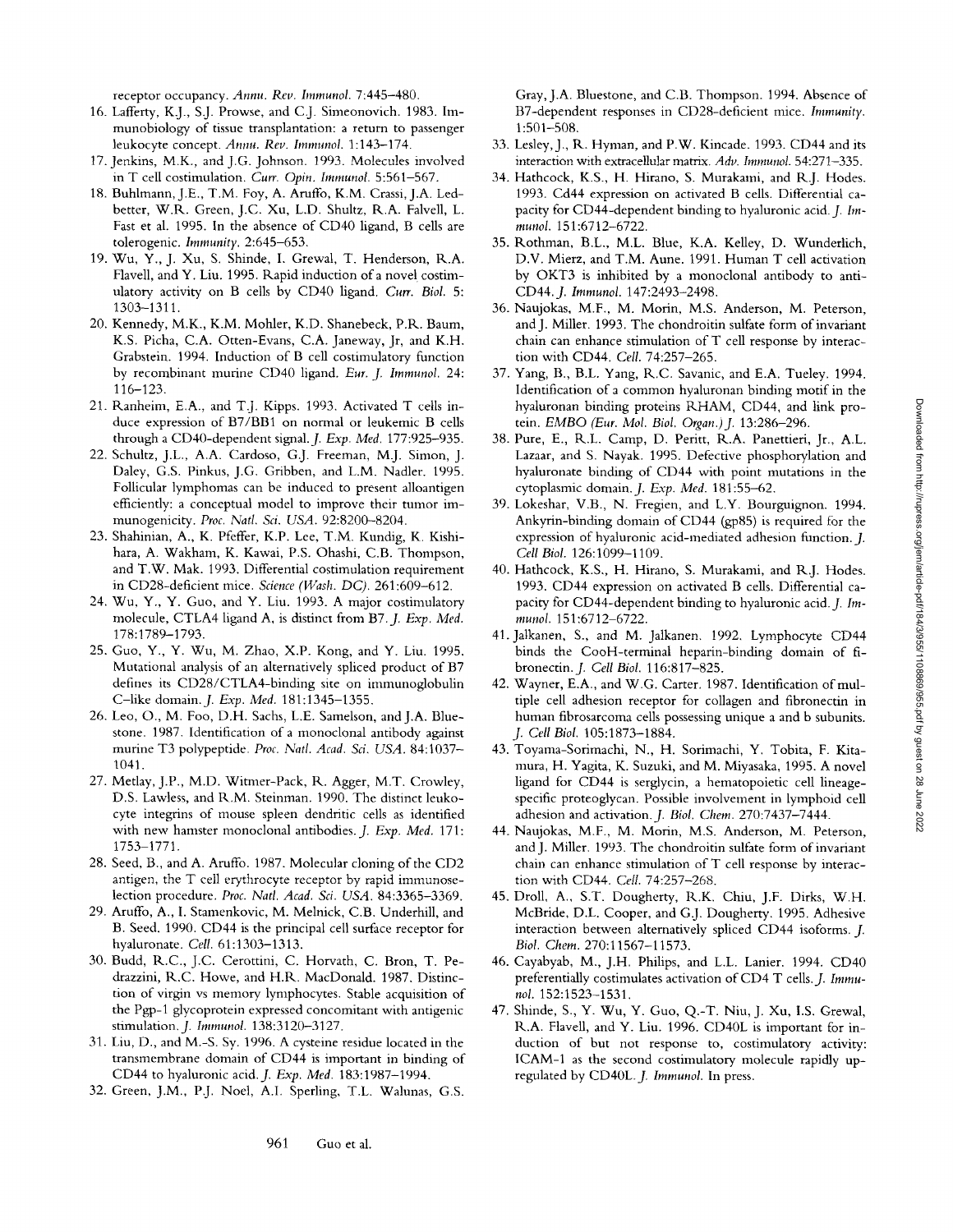receptor occupancy. *Annu. Rev. Immunol.* 7:445–480.

16. Lafferty, K.J., S.J. Prowse, and C.J. Simeonovich. 1983. Immunobiology of tissue transplantation: a return to passenger leukocyte concept. *Annu. Rev. Immunol.* 1:143–174.
17. Jenkins, M.K., and J.G. Johnson. 1993. Molecules involved in T cell costimulation. *Curr. Opin. Immunol.* 5:561–567.
18. Buhlmann, J.E., T.M. Foy, A. Aruffo, K.M. Crassi, J.A. Ledbetter, W.R. Green, J.C. Xu, L.D. Shultz, R.A. Falvell, L. Fast et al. 1995. In the absence of CD40 ligand, B cells are tolerogenic. *Immunity.* 2:645–653.
19. Wu, Y., J. Xu, S. Shinde, I. Grewal, T. Henderson, R.A. Flavell, and Y. Liu. 1995. Rapid induction of a novel costimulatory activity on B cells by CD40 ligand. *Curr. Biol.* 5: 1303–1311.
20. Kennedy, M.K., K.M. Mohler, K.D. Shanebeck, P.R. Baum, K.S. Picha, C.A. Otten-Evans, C.A. Janeway, Jr, and K.H. Grabstein. 1994. Induction of B cell costimulatory function by recombinant murine CD40 ligand. *Eur. J. Immunol.* 24: 116–123.
21. Ranheim, E.A., and T.J. Kipps. 1993. Activated T cells induce expression of B7/BB1 on normal or leukemic B cells through a CD40-dependent signal. *J. Exp. Med.* 177:925–935.
22. Schultz, J.L., A.A. Cardoso, G.J. Freeman, M.J. Simon, J. Daley, G.S. Pinkus, J.G. Gribben, and L.M. Nadler. 1995. Follicular lymphomas can be induced to present alloantigen efficiently: a conceptual model to improve their tumor immunogenicity. *Proc. Natl. Sci. USA.* 92:8200–8204.
23. Shahinian, A., K. Pfeffer, K.P. Lee, T.M. Kundig, K. Kishihara, A. Wakham, K. Kawai, P.S. Ohashi, C.B. Thompson, and T.W. Mak. 1993. Differential costimulation requirement in CD28-deficient mice. *Science (Wash. DC).* 261:609–612.
24. Wu, Y., Y. Guo, and Y. Liu. 1993. A major costimulatory molecule, CTLA4 ligand A, is distinct from B7. *J. Exp. Med.* 178:1789–1793.
25. Guo, Y., Y. Wu, M. Zhao, X.P. Kong, and Y. Liu. 1995. Mutational analysis of an alternatively spliced product of B7 defines its CD28/CTLA4-binding site on immunoglobulin C–like domain. *J. Exp. Med.* 181:1345–1355.
26. Leo, O., M. Foo, D.H. Sachs, L.E. Samelson, and J.A. Bluestone. 1987. Identification of a monoclonal antibody against murine T3 polypeptide. *Proc. Natl. Acad. Sci. USA.* 84:1037–1041.
27. Metlay, J.P., M.D. Witmer-Pack, R. Agger, M.T. Crowley, D.S. Lawless, and R.M. Steinman. 1990. The distinct leukocyte integrins of mouse spleen dendritic cells as identified with new hamster monoclonal antibodies. *J. Exp. Med.* 171: 1753–1771.
28. Seed, B., and A. Aruffo. 1987. Molecular cloning of the CD2 antigen, the T cell erythrocyte receptor by rapid immunoselection procedure. *Proc. Natl. Acad. Sci. USA.* 84:3365–3369.
29. Aruffo, A., I. Stamenkovic, M. Melnick, C.B. Underhill, and B. Seed. 1990. CD44 is the principal cell surface receptor for hyaluronate. *Cell.* 61:1303–1313.
30. Budd, R.C., J.C. Cerottini, C. Horvath, C. Bron, T. Pedrazzini, R.C. Howe, and H.R. MacDonald. 1987. Distinction of virgin vs memory lymphocytes. Stable acquisition of the Pgp-1 glycoprotein expressed concomitant with antigenic stimulation. *J. Immunol.* 138:3120–3127.
31. Liu, D., and M.-S. Sy. 1996. A cysteine residue located in the transmembrane domain of CD44 is important in binding of CD44 to hyaluronic acid. *J. Exp. Med.* 183:1987–1994.
32. Green, J.M., P.J. Noel, A.I. Sperling, T.L. Walunas, G.S. Gray, J.A. Bluestone, and C.B. Thompson. 1994. Absence of B7-dependent responses in CD28-deficient mice. *Immunity.* 1:501–508.
33. Lesley, J., R. Hyman, and P.W. Kincade. 1993. CD44 and its interaction with extracellular matrix. *Adv. Immunol.* 54:271–335.
34. Hathcock, K.S., H. Hirano, S. Murakami, and R.J. Hodes. 1993. Cd44 expression on activated B cells. Differential capacity for CD44-dependent binding to hyaluronic acid. *J. Immunol.* 151:6712–6722.
35. Rothman, B.L., M.L. Blue, K.A. Kelley, D. Wunderlich, D.V. Mierz, and T.M. Aune. 1991. Human T cell activation by OKT3 is inhibited by a monoclonal antibody to anti-CD44. *J. Immunol.* 147:2493–2498.
36. Naujokas, M.F., M. Morin, M.S. Anderson, M. Peterson, and J. Miller. 1993. The chondroitin sulfate form of invariant chain can enhance stimulation of T cell response by interaction with CD44. *Cell.* 74:257–265.
37. Yang, B., B.L. Yang, R.C. Savanic, and E.A. Tueley. 1994. Identification of a common hyaluronan binding motif in the hyaluronan binding proteins RHAM, CD44, and link protein. *EMBO (Eur. Mol. Biol. Organ.) J.* 13:286–296.
38. Pure, E., R.L. Camp, D. Peritt, R.A. Panettieri, Jr., A.L. Lazaar, and S. Nayak. 1995. Defective phosphorylation and hyaluronate binding of CD44 with point mutations in the cytoplasmic domain. *J. Exp. Med.* 181:55–62.
39. Lokeshar, V.B., N. Fregien, and L.Y. Bourguignon. 1994. Ankyrin-binding domain of CD44 (gp85) is required for the expression of hyaluronic acid-mediated adhesion function. *J. Cell Biol.* 126:1099–1109.
40. Hathcock, K.S., H. Hirano, S. Murakami, and R.J. Hodes. 1993. CD44 expression on activated B cells. Differential capacity for CD44-dependent binding to hyaluronic acid. *J. Immunol.* 151:6712–6722.
41. Jalkanen, S., and M. Jalkanen. 1992. Lymphocyte CD44 binds the CooH-terminal heparin-binding domain of fibronectin. *J. Cell Biol.* 116:817–825.
42. Wayner, E.A., and W.G. Carter. 1987. Identification of multiple cell adhesion receptor for collagen and fibronectin in human fibrosarcoma cells possessing unique a and b subunits. *J. Cell Biol.* 105:1873–1884.
43. Toyama-Sorimachi, N., H. Sorimachi, Y. Tobita, F. Kitamura, H. Yagita, K. Suzuki, and M. Miyasaka, 1995. A novel ligand for CD44 is serglycin, a hematopoietic cell lineage-specific proteoglycan. Possible involvement in lymphoid cell adhesion and activation. *J. Biol. Chem.* 270:7437–7444.
44. Naujokas, M.F., M. Morin, M.S. Anderson, M. Peterson, and J. Miller. 1993. The chondroitin sulfate form of invariant chain can enhance stimulation of T cell response by interaction with CD44. *Cell.* 74:257–268.
45. Droll, A., S.T. Dougherty, R.K. Chiu, J.F. Dirks, W.H. McBride, D.L. Cooper, and G.J. Dougherty. 1995. Adhesive interaction between alternatively spliced CD44 isoforms. *J. Biol. Chem.* 270:11567–11573.
46. Cayabyab, M., J.H. Philips, and L.L. Lanier. 1994. CD40 preferentially costimulates activation of CD4 T cells. *J. Immunol.* 152:1523–1531.
47. Shinde, S., Y. Wu, Y. Guo, Q.-T. Niu, J. Xu, I.S. Grewal, R.A. Flavell, and Y. Liu. 1996. CD40L is important for induction of but not response to, costimulatory activity: ICAM-1 as the second costimulatory molecule rapidly upregulated by CD40L. *J. Immunol.* In press.